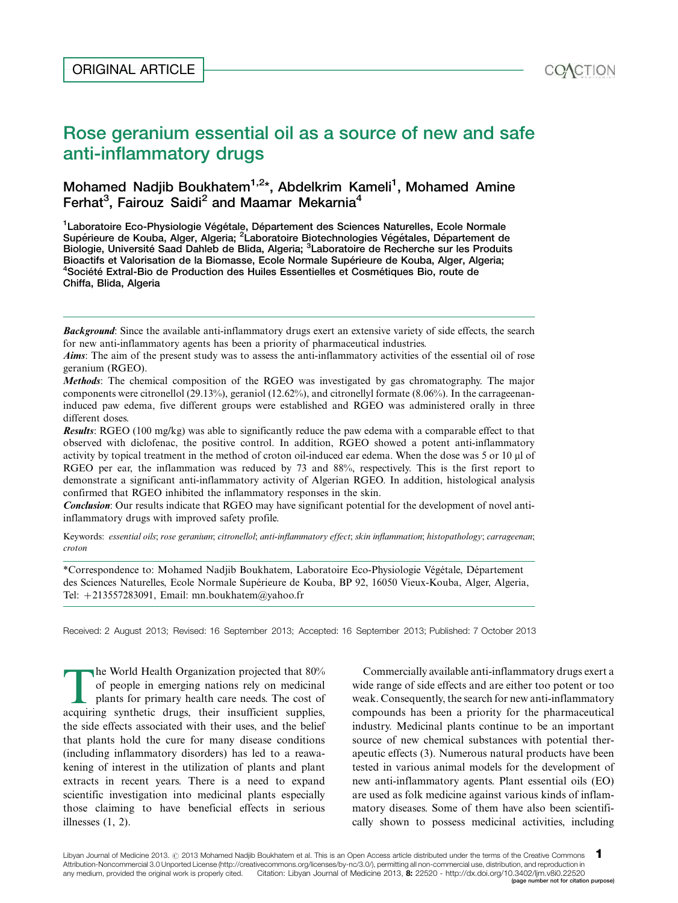ORIGINAL ARTICLE

# Rose geranium essential oil as a source of new and safe anti-inflammatory drugs

**Mohamed Nadjib Boukhatem[1,2]*, Abdelkrim Kameli[1], Mohamed Amine Ferhat[3], Fairouz Saidi[2] and Maamar Mekarnia[4]**

[1]Laboratoire Eco-Physiologie Végétale, Département des Sciences Naturelles, Ecole Normale Supérieure de Kouba, Alger, Algeria; [2]Laboratoire Biotechnologies Végétales, Département de Biologie, Université Saad Dahleb de Blida, Algeria; [3]Laboratoire de Recherche sur les Produits Bioactifs et Valorisation de la Biomasse, Ecole Normale Supérieure de Kouba, Alger, Algeria; [4]Société Extral-Bio de Production des Huiles Essentielles et Cosmétiques Bio, route de Chiffa, Blida, Algeria

***Background***: Since the available anti-inflammatory drugs exert an extensive variety of side effects, the search for new anti-inflammatory agents has been a priority of pharmaceutical industries.

***Aims***: The aim of the present study was to assess the anti-inflammatory activities of the essential oil of rose geranium (RGEO).

***Methods***: The chemical composition of the RGEO was investigated by gas chromatography. The major components were citronellol (29.13%), geraniol (12.62%), and citronellyl formate (8.06%). In the carrageenan-induced paw edema, five different groups were established and RGEO was administered orally in three different doses.

***Results***: RGEO (100 mg/kg) was able to significantly reduce the paw edema with a comparable effect to that observed with diclofenac, the positive control. In addition, RGEO showed a potent anti-inflammatory activity by topical treatment in the method of croton oil-induced ear edema. When the dose was 5 or 10 μl of RGEO per ear, the inflammation was reduced by 73 and 88%, respectively. This is the first report to demonstrate a significant anti-inflammatory activity of Algerian RGEO. In addition, histological analysis confirmed that RGEO inhibited the inflammatory responses in the skin.

***Conclusion***: Our results indicate that RGEO may have significant potential for the development of novel anti-inflammatory drugs with improved safety profile.

Keywords: *essential oils*; *rose geranium*; *citronellol*; *anti-inflammatory effect*; *skin inflammation*; *histopathology*; *carrageenan*; *croton*

*Correspondence to: Mohamed Nadjib Boukhatem, Laboratoire Eco-Physiologie Végétale, Département des Sciences Naturelles, Ecole Normale Supérieure de Kouba, BP 92, 16050 Vieux-Kouba, Alger, Algeria, Tel: +213557283091, Email: mn.boukhatem@yahoo.fr

Received: 2 August 2013; Revised: 16 September 2013; Accepted: 16 September 2013; Published: 7 October 2013

The World Health Organization projected that 80% of people in emerging nations rely on medicinal plants for primary health care needs. The cost of acquiring synthetic drugs, their insufficient supplies, the side effects associated with their uses, and the belief that plants hold the cure for many disease conditions (including inflammatory disorders) has led to a reawakening of interest in the utilization of plants and plant extracts in recent years. There is a need to expand scientific investigation into medicinal plants especially those claiming to have beneficial effects in serious illnesses (1, 2).

Commercially available anti-inflammatory drugs exert a wide range of side effects and are either too potent or too weak. Consequently, the search for new anti-inflammatory compounds has been a priority for the pharmaceutical industry. Medicinal plants continue to be an important source of new chemical substances with potential therapeutic effects (3). Numerous natural products have been tested in various animal models for the development of new anti-inflammatory agents. Plant essential oils (EO) are used as folk medicine against various kinds of inflammatory diseases. Some of them have also been scientifically shown to possess medicinal activities, including

Libyan Journal of Medicine 2013. © 2013 Mohamed Nadjib Boukhatem et al. This is an Open Access article distributed under the terms of the Creative Commons Attribution-Noncommercial 3.0 Unported License (http://creativecommons.org/licenses/by-nc/3.0/), permitting all non-commercial use, distribution, and reproduction in any medium, provided the original work is properly cited. Citation: Libyan Journal of Medicine 2013, 8: 22520 - http://dx.doi.org/10.3402/ljm.v8i0.22520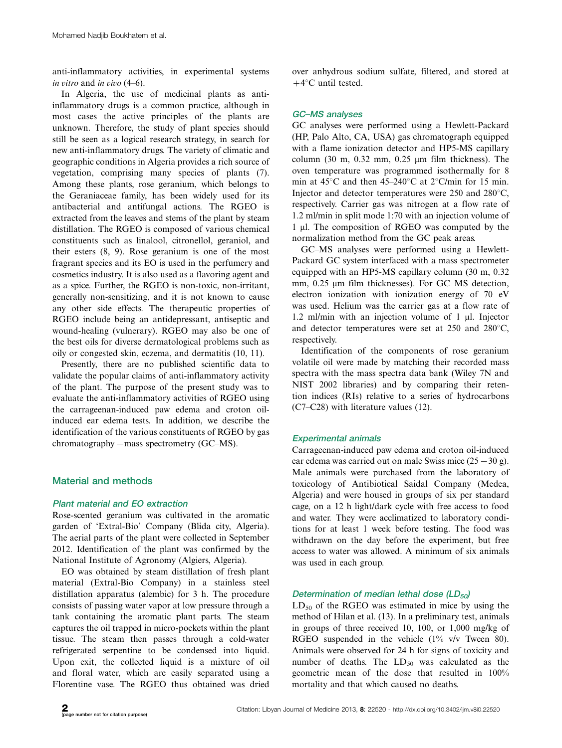anti-inflammatory activities, in experimental systems *in vitro* and *in vivo* (4–6).

In Algeria, the use of medicinal plants as anti-inflammatory drugs is a common practice, although in most cases the active principles of the plants are unknown. Therefore, the study of plant species should still be seen as a logical research strategy, in search for new anti-inflammatory drugs. The variety of climatic and geographic conditions in Algeria provides a rich source of vegetation, comprising many species of plants (7). Among these plants, rose geranium, which belongs to the Geraniaceae family, has been widely used for its antibacterial and antifungal actions. The RGEO is extracted from the leaves and stems of the plant by steam distillation. The RGEO is composed of various chemical constituents such as linalool, citronellol, geraniol, and their esters (8, 9). Rose geranium is one of the most fragrant species and its EO is used in the perfumery and cosmetics industry. It is also used as a flavoring agent and as a spice. Further, the RGEO is non-toxic, non-irritant, generally non-sensitizing, and it is not known to cause any other side effects. The therapeutic properties of RGEO include being an antidepressant, antiseptic and wound-healing (vulnerary). RGEO may also be one of the best oils for diverse dermatological problems such as oily or congested skin, eczema, and dermatitis (10, 11).

Presently, there are no published scientific data to validate the popular claims of anti-inflammatory activity of the plant. The purpose of the present study was to evaluate the anti-inflammatory activities of RGEO using the carrageenan-induced paw edema and croton oil-induced ear edema tests. In addition, we describe the identification of the various constituents of RGEO by gas chromatography – mass spectrometry (GC–MS).

## Material and methods

### Plant material and EO extraction

Rose-scented geranium was cultivated in the aromatic garden of 'Extral-Bio' Company (Blida city, Algeria). The aerial parts of the plant were collected in September 2012. Identification of the plant was confirmed by the National Institute of Agronomy (Algiers, Algeria).

EO was obtained by steam distillation of fresh plant material (Extral-Bio Company) in a stainless steel distillation apparatus (alembic) for 3 h. The procedure consists of passing water vapor at low pressure through a tank containing the aromatic plant parts. The steam captures the oil trapped in micro-pockets within the plant tissue. The steam then passes through a cold-water refrigerated serpentine to be condensed into liquid. Upon exit, the collected liquid is a mixture of oil and floral water, which are easily separated using a Florentine vase. The RGEO thus obtained was dried over anhydrous sodium sulfate, filtered, and stored at +4°C until tested.

### GC–MS analyses

GC analyses were performed using a Hewlett-Packard (HP, Palo Alto, CA, USA) gas chromatograph equipped with a flame ionization detector and HP5-MS capillary column (30 m, 0.32 mm, 0.25 μm film thickness). The oven temperature was programmed isothermally for 8 min at 45°C and then 45–240°C at 2°C/min for 15 min. Injector and detector temperatures were 250 and 280°C, respectively. Carrier gas was nitrogen at a flow rate of 1.2 ml/min in split mode 1:70 with an injection volume of 1 μl. The composition of RGEO was computed by the normalization method from the GC peak areas.

GC–MS analyses were performed using a Hewlett-Packard GC system interfaced with a mass spectrometer equipped with an HP5-MS capillary column (30 m, 0.32 mm, 0.25 μm film thicknesses). For GC–MS detection, electron ionization with ionization energy of 70 eV was used. Helium was the carrier gas at a flow rate of 1.2 ml/min with an injection volume of 1 μl. Injector and detector temperatures were set at 250 and 280°C, respectively.

Identification of the components of rose geranium volatile oil were made by matching their recorded mass spectra with the mass spectra data bank (Wiley 7N and NIST 2002 libraries) and by comparing their retention indices (RIs) relative to a series of hydrocarbons (C7–C28) with literature values (12).

### Experimental animals

Carrageenan-induced paw edema and croton oil-induced ear edema was carried out on male Swiss mice (25 – 30 g). Male animals were purchased from the laboratory of toxicology of Antibiotical Saidal Company (Medea, Algeria) and were housed in groups of six per standard cage, on a 12 h light/dark cycle with free access to food and water. They were acclimatized to laboratory conditions for at least 1 week before testing. The food was withdrawn on the day before the experiment, but free access to water was allowed. A minimum of six animals was used in each group.

### Determination of median lethal dose ($LD_{50}$)

$LD_{50}$ of the RGEO was estimated in mice by using the method of Hilan et al. (13). In a preliminary test, animals in groups of three received 10, 100, or 1,000 mg/kg of RGEO suspended in the vehicle (1% v/v Tween 80). Animals were observed for 24 h for signs of toxicity and number of deaths. The $LD_{50}$ was calculated as the geometric mean of the dose that resulted in 100% mortality and that which caused no deaths.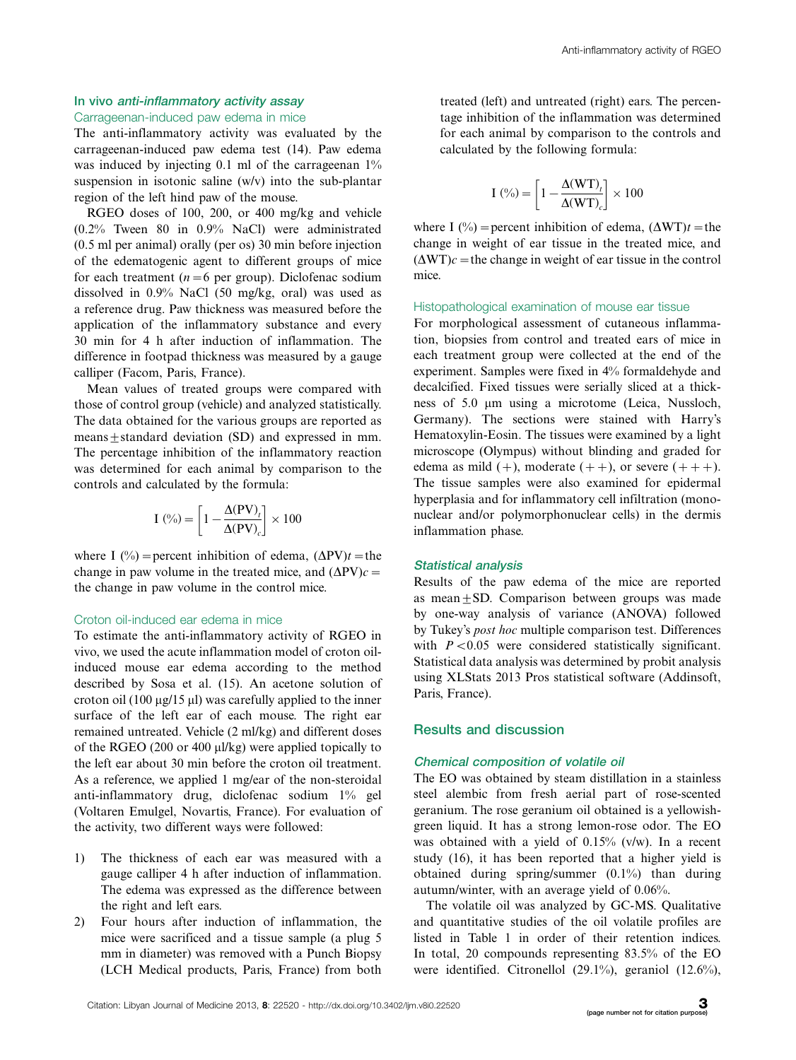### In vivo *anti-inflammatory activity assay*

#### Carrageenan-induced paw edema in mice

The anti-inflammatory activity was evaluated by the carrageenan-induced paw edema test (14). Paw edema was induced by injecting 0.1 ml of the carrageenan 1% suspension in isotonic saline (w/v) into the sub-plantar region of the left hind paw of the mouse.

RGEO doses of 100, 200, or 400 mg/kg and vehicle (0.2% Tween 80 in 0.9% NaCl) were administrated (0.5 ml per animal) orally (per os) 30 min before injection of the edematogenic agent to different groups of mice for each treatment ($n = 6$ per group). Diclofenac sodium dissolved in 0.9% NaCl (50 mg/kg, oral) was used as a reference drug. Paw thickness was measured before the application of the inflammatory substance and every 30 min for 4 h after induction of inflammation. The difference in footpad thickness was measured by a gauge calliper (Facom, Paris, France).

Mean values of treated groups were compared with those of control group (vehicle) and analyzed statistically. The data obtained for the various groups are reported as means ± standard deviation (SD) and expressed in mm. The percentage inhibition of the inflammatory reaction was determined for each animal by comparison to the controls and calculated by the formula:

$$I\ (\%) = \left[1 - \frac{\Delta(\mathrm{PV})_t}{\Delta(\mathrm{PV})_c}\right] \times 100$$

where I (%) = percent inhibition of edema, $(\Delta\mathrm{PV})t$ = the change in paw volume in the treated mice, and $(\Delta\mathrm{PV})c$ = the change in paw volume in the control mice.

#### Croton oil-induced ear edema in mice

To estimate the anti-inflammatory activity of RGEO in vivo, we used the acute inflammation model of croton oil-induced mouse ear edema according to the method described by Sosa et al. (15). An acetone solution of croton oil (100 μg/15 μl) was carefully applied to the inner surface of the left ear of each mouse. The right ear remained untreated. Vehicle (2 ml/kg) and different doses of the RGEO (200 or 400 μl/kg) were applied topically to the left ear about 30 min before the croton oil treatment. As a reference, we applied 1 mg/ear of the non-steroidal anti-inflammatory drug, diclofenac sodium 1% gel (Voltaren Emulgel, Novartis, France). For evaluation of the activity, two different ways were followed:

1) The thickness of each ear was measured with a gauge calliper 4 h after induction of inflammation. The edema was expressed as the difference between the right and left ears.
2) Four hours after induction of inflammation, the mice were sacrificed and a tissue sample (a plug 5 mm in diameter) was removed with a Punch Biopsy (LCH Medical products, Paris, France) from both treated (left) and untreated (right) ears. The percentage inhibition of the inflammation was determined for each animal by comparison to the controls and calculated by the following formula:

$$I\ (\%) = \left[1 - \frac{\Delta(\mathrm{WT})_t}{\Delta(\mathrm{WT})_c}\right] \times 100$$

where I (%) = percent inhibition of edema, $(\Delta\mathrm{WT})t$ = the change in weight of ear tissue in the treated mice, and $(\Delta\mathrm{WT})c$ = the change in weight of ear tissue in the control mice.

#### Histopathological examination of mouse ear tissue

For morphological assessment of cutaneous inflammation, biopsies from control and treated ears of mice in each treatment group were collected at the end of the experiment. Samples were fixed in 4% formaldehyde and decalcified. Fixed tissues were serially sliced at a thickness of 5.0 μm using a microtome (Leica, Nussloch, Germany). The sections were stained with Harry's Hematoxylin-Eosin. The tissues were examined by a light microscope (Olympus) without blinding and graded for edema as mild (+), moderate (++), or severe (+++). The tissue samples were also examined for epidermal hyperplasia and for inflammatory cell infiltration (mononuclear and/or polymorphonuclear cells) in the dermis inflammation phase.

### *Statistical analysis*

Results of the paw edema of the mice are reported as mean ± SD. Comparison between groups was made by one-way analysis of variance (ANOVA) followed by Tukey's *post hoc* multiple comparison test. Differences with $P < 0.05$ were considered statistically significant. Statistical data analysis was determined by probit analysis using XLStats 2013 Pros statistical software (Addinsoft, Paris, France).

## Results and discussion

### *Chemical composition of volatile oil*

The EO was obtained by steam distillation in a stainless steel alembic from fresh aerial part of rose-scented geranium. The rose geranium oil obtained is a yellowish-green liquid. It has a strong lemon-rose odor. The EO was obtained with a yield of 0.15% (v/w). In a recent study (16), it has been reported that a higher yield is obtained during spring/summer (0.1%) than during autumn/winter, with an average yield of 0.06%.

The volatile oil was analyzed by GC-MS. Qualitative and quantitative studies of the oil volatile profiles are listed in Table 1 in order of their retention indices. In total, 20 compounds representing 83.5% of the EO were identified. Citronellol (29.1%), geraniol (12.6%),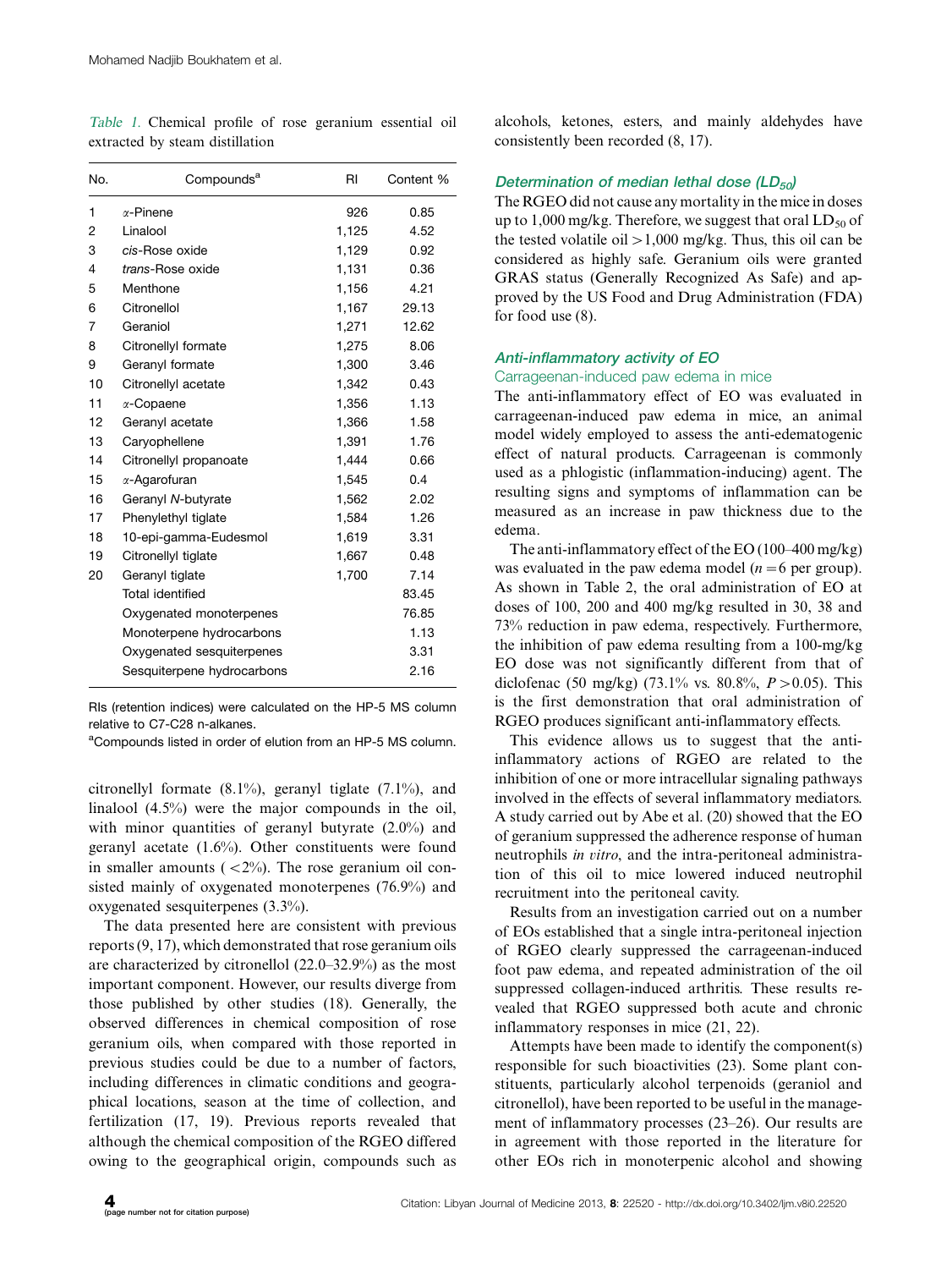*Table 1.* Chemical profile of rose geranium essential oil extracted by steam distillation

| No. | Compounds[a] | RI | Content % |
|---|---|---|---|
| 1 | α-Pinene | 926 | 0.85 |
| 2 | Linalool | 1,125 | 4.52 |
| 3 | *cis*-Rose oxide | 1,129 | 0.92 |
| 4 | *trans*-Rose oxide | 1,131 | 0.36 |
| 5 | Menthone | 1,156 | 4.21 |
| 6 | Citronellol | 1,167 | 29.13 |
| 7 | Geraniol | 1,271 | 12.62 |
| 8 | Citronellyl formate | 1,275 | 8.06 |
| 9 | Geranyl formate | 1,300 | 3.46 |
| 10 | Citronellyl acetate | 1,342 | 0.43 |
| 11 | α-Copaene | 1,356 | 1.13 |
| 12 | Geranyl acetate | 1,366 | 1.58 |
| 13 | Caryophellene | 1,391 | 1.76 |
| 14 | Citronellyl propanoate | 1,444 | 0.66 |
| 15 | α-Agarofuran | 1,545 | 0.4 |
| 16 | Geranyl *N*-butyrate | 1,562 | 2.02 |
| 17 | Phenylethyl tiglate | 1,584 | 1.26 |
| 18 | 10-epi-gamma-Eudesmol | 1,619 | 3.31 |
| 19 | Citronellyl tiglate | 1,667 | 0.48 |
| 20 | Geranyl tiglate | 1,700 | 7.14 |
| | Total identified | | 83.45 |
| | Oxygenated monoterpenes | | 76.85 |
| | Monoterpene hydrocarbons | | 1.13 |
| | Oxygenated sesquiterpenes | | 3.31 |
| | Sesquiterpene hydrocarbons | | 2.16 |

RIs (retention indices) were calculated on the HP-5 MS column relative to C7-C28 n-alkanes.
[a]Compounds listed in order of elution from an HP-5 MS column.

citronellyl formate (8.1%), geranyl tiglate (7.1%), and linalool (4.5%) were the major compounds in the oil, with minor quantities of geranyl butyrate (2.0%) and geranyl acetate (1.6%). Other constituents were found in smaller amounts (<2%). The rose geranium oil consisted mainly of oxygenated monoterpenes (76.9%) and oxygenated sesquiterpenes (3.3%).

The data presented here are consistent with previous reports (9, 17), which demonstrated that rose geranium oils are characterized by citronellol (22.0–32.9%) as the most important component. However, our results diverge from those published by other studies (18). Generally, the observed differences in chemical composition of rose geranium oils, when compared with those reported in previous studies could be due to a number of factors, including differences in climatic conditions and geographical locations, season at the time of collection, and fertilization (17, 19). Previous reports revealed that although the chemical composition of the RGEO differed owing to the geographical origin, compounds such as alcohols, ketones, esters, and mainly aldehydes have consistently been recorded (8, 17).

### *Determination of median lethal dose ($LD_{50}$)*

The RGEO did not cause any mortality in the mice in doses up to 1,000 mg/kg. Therefore, we suggest that oral $LD_{50}$ of the tested volatile oil >1,000 mg/kg. Thus, this oil can be considered as highly safe. Geranium oils were granted GRAS status (Generally Recognized As Safe) and approved by the US Food and Drug Administration (FDA) for food use (8).

### *Anti-inflammatory activity of EO*

#### Carrageenan-induced paw edema in mice

The anti-inflammatory effect of EO was evaluated in carrageenan-induced paw edema in mice, an animal model widely employed to assess the anti-edematogenic effect of natural products. Carrageenan is commonly used as a phlogistic (inflammation-inducing) agent. The resulting signs and symptoms of inflammation can be measured as an increase in paw thickness due to the edema.

The anti-inflammatory effect of the EO (100–400 mg/kg) was evaluated in the paw edema model ($n = 6$ per group). As shown in Table 2, the oral administration of EO at doses of 100, 200 and 400 mg/kg resulted in 30, 38 and 73% reduction in paw edema, respectively. Furthermore, the inhibition of paw edema resulting from a 100-mg/kg EO dose was not significantly different from that of diclofenac (50 mg/kg) (73.1% vs. 80.8%, $P > 0.05$). This is the first demonstration that oral administration of RGEO produces significant anti-inflammatory effects.

This evidence allows us to suggest that the anti-inflammatory actions of RGEO are related to the inhibition of one or more intracellular signaling pathways involved in the effects of several inflammatory mediators. A study carried out by Abe et al. (20) showed that the EO of geranium suppressed the adherence response of human neutrophils *in vitro*, and the intra-peritoneal administration of this oil to mice lowered induced neutrophil recruitment into the peritoneal cavity.

Results from an investigation carried out on a number of EOs established that a single intra-peritoneal injection of RGEO clearly suppressed the carrageenan-induced foot paw edema, and repeated administration of the oil suppressed collagen-induced arthritis. These results revealed that RGEO suppressed both acute and chronic inflammatory responses in mice (21, 22).

Attempts have been made to identify the component(s) responsible for such bioactivities (23). Some plant constituents, particularly alcohol terpenoids (geraniol and citronellol), have been reported to be useful in the management of inflammatory processes (23–26). Our results are in agreement with those reported in the literature for other EOs rich in monoterpenic alcohol and showing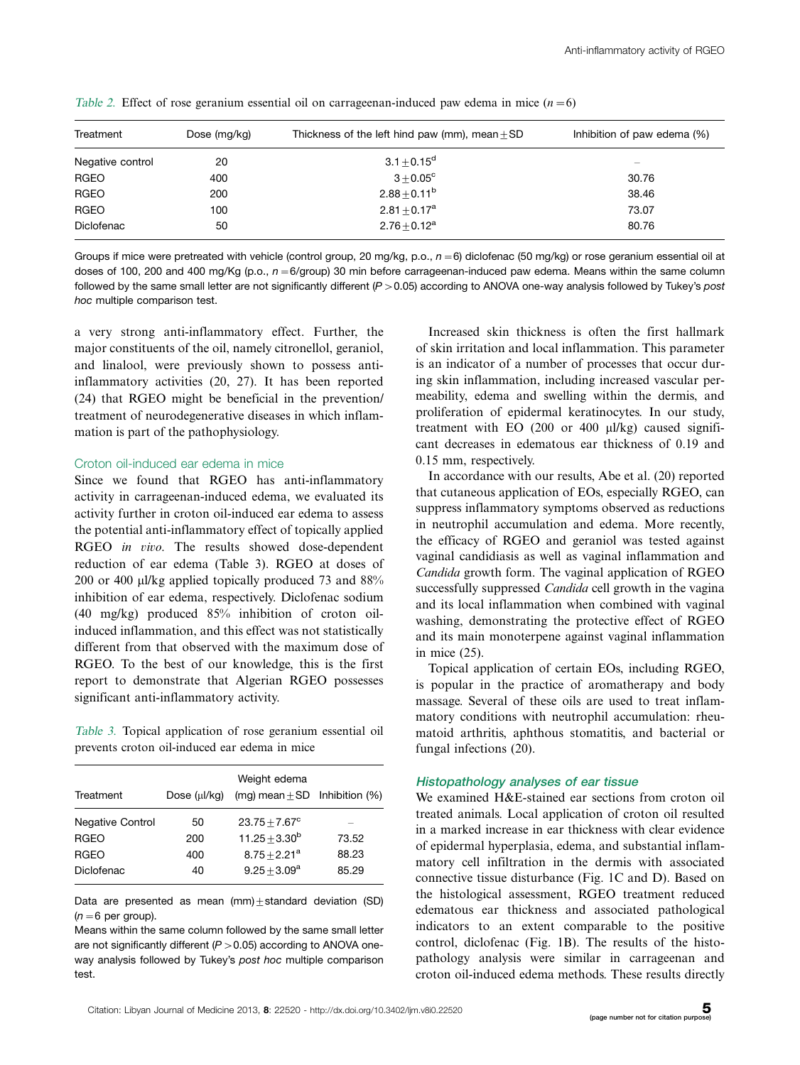*Table 2.* Effect of rose geranium essential oil on carrageenan-induced paw edema in mice ($n = 6$)

| Treatment | Dose (mg/kg) | Thickness of the left hind paw (mm), mean ± SD | Inhibition of paw edema (%) |
|---|---|---|---|
| Negative control | 20 | 3.1 ± 0.15[d] | – |
| RGEO | 400 | 3 ± 0.05[c] | 30.76 |
| RGEO | 200 | 2.88 ± 0.11[b] | 38.46 |
| RGEO | 100 | 2.81 ± 0.17[a] | 73.07 |
| Diclofenac | 50 | 2.76 ± 0.12[a] | 80.76 |

Groups if mice were pretreated with vehicle (control group, 20 mg/kg, p.o., $n = 6$) diclofenac (50 mg/kg) or rose geranium essential oil at doses of 100, 200 and 400 mg/Kg (p.o., $n = 6$/group) 30 min before carrageenan-induced paw edema. Means within the same column followed by the same small letter are not significantly different ($P > 0.05$) according to ANOVA one-way analysis followed by Tukey's *post hoc* multiple comparison test.

a very strong anti-inflammatory effect. Further, the major constituents of the oil, namely citronellol, geraniol, and linalool, were previously shown to possess anti-inflammatory activities (20, 27). It has been reported (24) that RGEO might be beneficial in the prevention/treatment of neurodegenerative diseases in which inflammation is part of the pathophysiology.

### Croton oil-induced ear edema in mice

Since we found that RGEO has anti-inflammatory activity in carrageenan-induced edema, we evaluated its activity further in croton oil-induced ear edema to assess the potential anti-inflammatory effect of topically applied RGEO *in vivo*. The results showed dose-dependent reduction of ear edema (Table 3). RGEO at doses of 200 or 400 μl/kg applied topically produced 73 and 88% inhibition of ear edema, respectively. Diclofenac sodium (40 mg/kg) produced 85% inhibition of croton oil-induced inflammation, and this effect was not statistically different from that observed with the maximum dose of RGEO. To the best of our knowledge, this is the first report to demonstrate that Algerian RGEO possesses significant anti-inflammatory activity.

*Table 3.* Topical application of rose geranium essential oil prevents croton oil-induced ear edema in mice

| Treatment | Dose (μl/kg) | Weight edema (mg) mean ± SD | Inhibition (%) |
|---|---|---|---|
| Negative Control | 50 | 23.75 ± 7.67[c] | – |
| RGEO | 200 | 11.25 ± 3.30[b] | 73.52 |
| RGEO | 400 | 8.75 ± 2.21[a] | 88.23 |
| Diclofenac | 40 | 9.25 ± 3.09[a] | 85.29 |

Data are presented as mean (mm) ± standard deviation (SD) ($n = 6$ per group).
Means within the same column followed by the same small letter are not significantly different ($P > 0.05$) according to ANOVA one-way analysis followed by Tukey's *post hoc* multiple comparison test.

Increased skin thickness is often the first hallmark of skin irritation and local inflammation. This parameter is an indicator of a number of processes that occur during skin inflammation, including increased vascular permeability, edema and swelling within the dermis, and proliferation of epidermal keratinocytes. In our study, treatment with EO (200 or 400 μl/kg) caused significant decreases in edematous ear thickness of 0.19 and 0.15 mm, respectively.

In accordance with our results, Abe et al. (20) reported that cutaneous application of EOs, especially RGEO, can suppress inflammatory symptoms observed as reductions in neutrophil accumulation and edema. More recently, the efficacy of RGEO and geraniol was tested against vaginal candidiasis as well as vaginal inflammation and *Candida* growth form. The vaginal application of RGEO successfully suppressed *Candida* cell growth in the vagina and its local inflammation when combined with vaginal washing, demonstrating the protective effect of RGEO and its main monoterpene against vaginal inflammation in mice (25).

Topical application of certain EOs, including RGEO, is popular in the practice of aromatherapy and body massage. Several of these oils are used to treat inflammatory conditions with neutrophil accumulation: rheumatoid arthritis, aphthous stomatitis, and bacterial or fungal infections (20).

### Histopathology analyses of ear tissue

We examined H&E-stained ear sections from croton oil treated animals. Local application of croton oil resulted in a marked increase in ear thickness with clear evidence of epidermal hyperplasia, edema, and substantial inflammatory cell infiltration in the dermis with associated connective tissue disturbance (Fig. 1C and D). Based on the histological assessment, RGEO treatment reduced edematous ear thickness and associated pathological indicators to an extent comparable to the positive control, diclofenac (Fig. 1B). The results of the histopathology analysis were similar in carrageenan and croton oil-induced edema methods. These results directly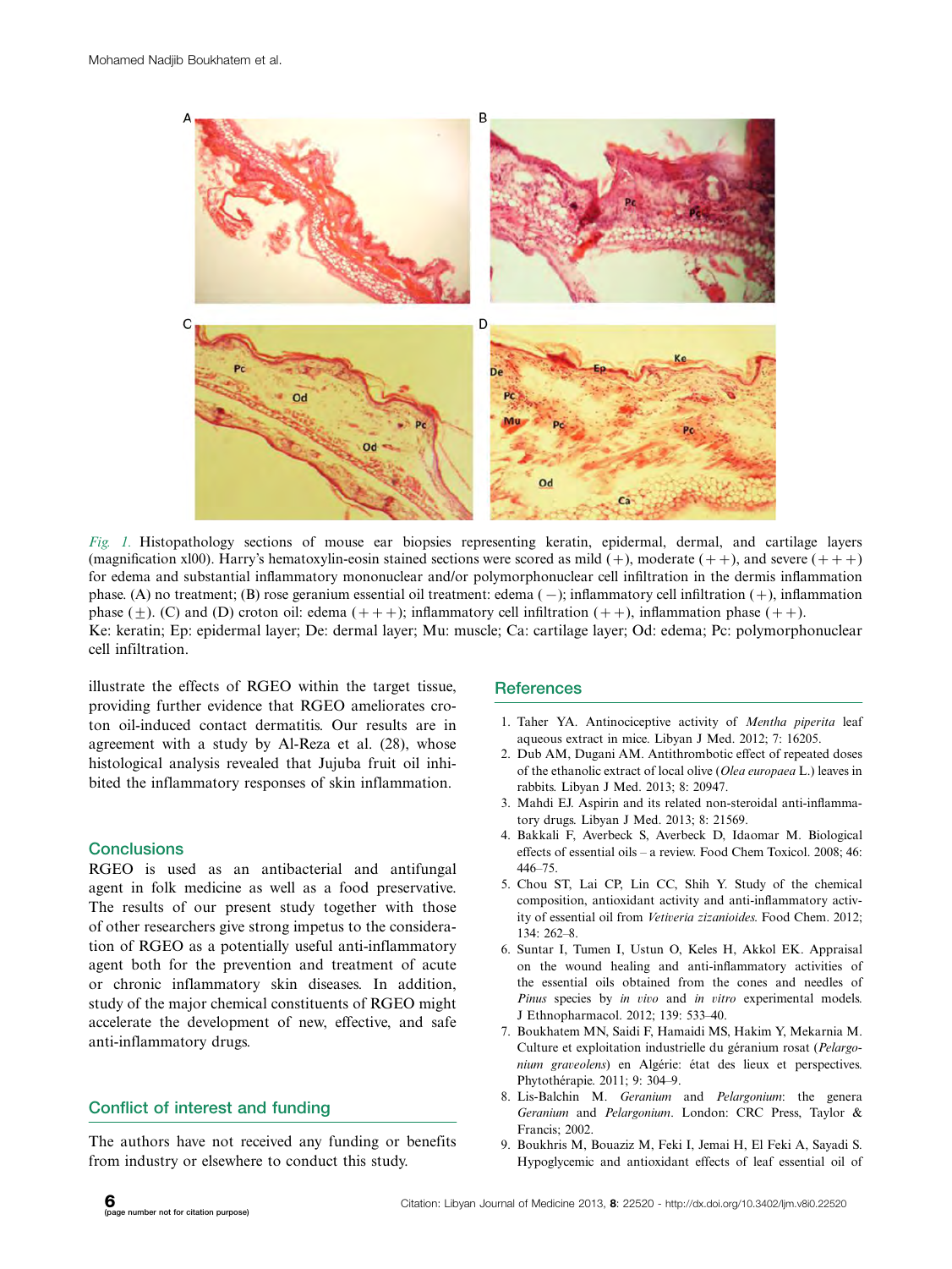*Fig. 1.* Histopathology sections of mouse ear biopsies representing keratin, epidermal, dermal, and cartilage layers (magnification x100). Harry's hematoxylin-eosin stained sections were scored as mild (+), moderate (++), and severe (+++) for edema and substantial inflammatory mononuclear and/or polymorphonuclear cell infiltration in the dermis inflammation phase. (A) no treatment; (B) rose geranium essential oil treatment: edema (−); inflammatory cell infiltration (+), inflammation phase (±). (C) and (D) croton oil: edema (+++); inflammatory cell infiltration (++), inflammation phase (++).
Ke: keratin; Ep: epidermal layer; De: dermal layer; Mu: muscle; Ca: cartilage layer; Od: edema; Pc: polymorphonuclear cell infiltration.

illustrate the effects of RGEO within the target tissue, providing further evidence that RGEO ameliorates croton oil-induced contact dermatitis. Our results are in agreement with a study by Al-Reza et al. (28), whose histological analysis revealed that Jujuba fruit oil inhibited the inflammatory responses of skin inflammation.

## Conclusions

RGEO is used as an antibacterial and antifungal agent in folk medicine as well as a food preservative. The results of our present study together with those of other researchers give strong impetus to the consideration of RGEO as a potentially useful anti-inflammatory agent both for the prevention and treatment of acute or chronic inflammatory skin diseases. In addition, study of the major chemical constituents of RGEO might accelerate the development of new, effective, and safe anti-inflammatory drugs.

## Conflict of interest and funding

The authors have not received any funding or benefits from industry or elsewhere to conduct this study.

## References

1. Taher YA. Antinociceptive activity of *Mentha piperita* leaf aqueous extract in mice. Libyan J Med. 2012; 7: 16205.
2. Dub AM, Dugani AM. Antithrombotic effect of repeated doses of the ethanolic extract of local olive (*Olea europaea* L.) leaves in rabbits. Libyan J Med. 2013; 8: 20947.
3. Mahdi EJ. Aspirin and its related non-steroidal anti-inflammatory drugs. Libyan J Med. 2013; 8: 21569.
4. Bakkali F, Averbeck S, Averbeck D, Idaomar M. Biological effects of essential oils – a review. Food Chem Toxicol. 2008; 46: 446–75.
5. Chou ST, Lai CP, Lin CC, Shih Y. Study of the chemical composition, antioxidant activity and anti-inflammatory activity of essential oil from *Vetiveria zizanioides*. Food Chem. 2012; 134: 262–8.
6. Suntar I, Tumen I, Ustun O, Keles H, Akkol EK. Appraisal on the wound healing and anti-inflammatory activities of the essential oils obtained from the cones and needles of *Pinus* species by *in vivo* and *in vitro* experimental models. J Ethnopharmacol. 2012; 139: 533–40.
7. Boukhatem MN, Saidi F, Hamaidi MS, Hakim Y, Mekarnia M. Culture et exploitation industrielle du géranium rosat (*Pelargonium graveolens*) en Algérie: état des lieux et perspectives. Phytothérapie. 2011; 9: 304–9.
8. Lis-Balchin M. *Geranium* and *Pelargonium*: the genera *Geranium* and *Pelargonium*. London: CRC Press, Taylor & Francis; 2002.
9. Boukhris M, Bouaziz M, Feki I, Jemai H, El Feki A, Sayadi S. Hypoglycemic and antioxidant effects of leaf essential oil of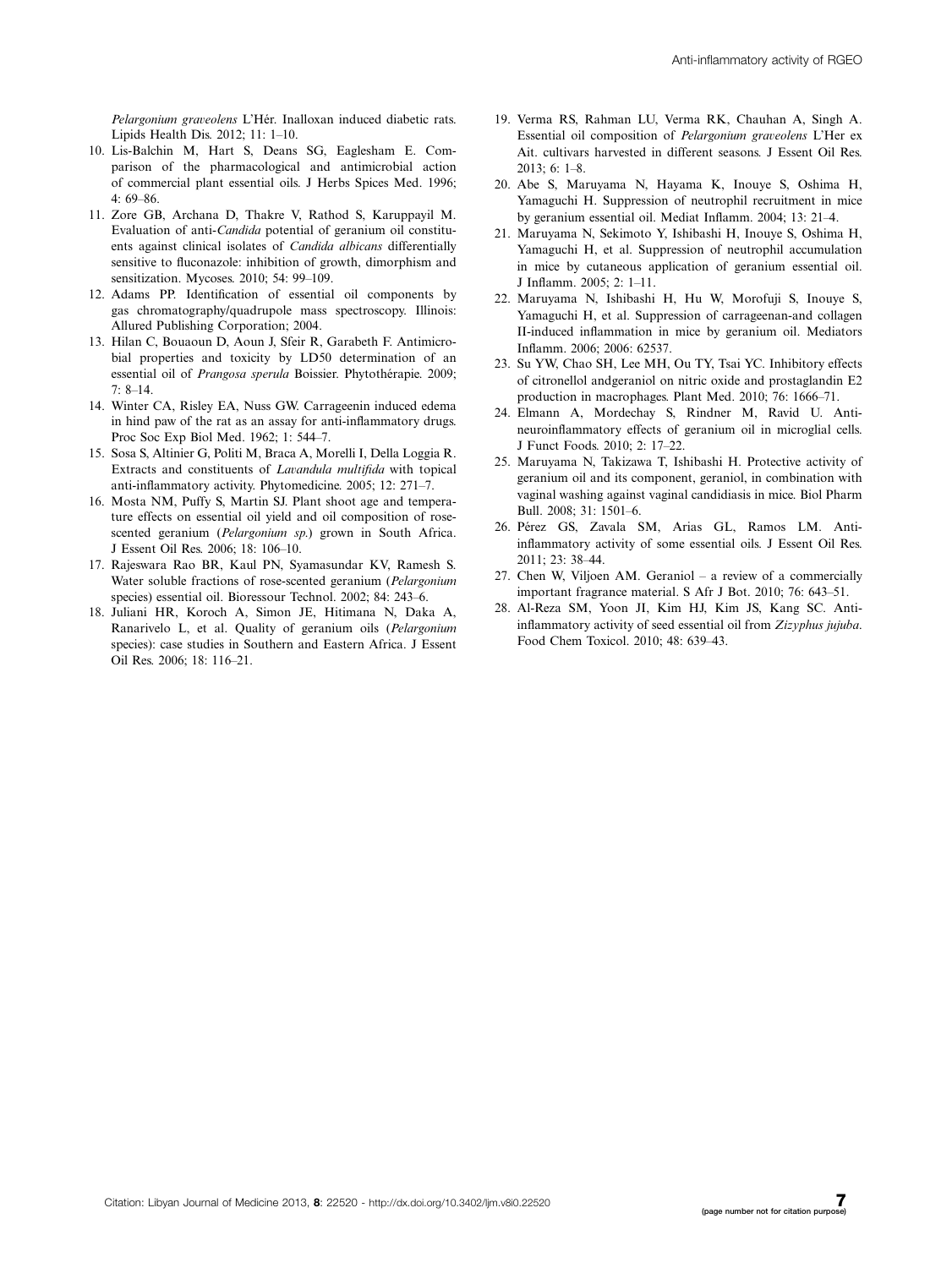*Pelargonium graveolens* L'Hér. Inalloxan induced diabetic rats. Lipids Health Dis. 2012; 11: 1–10.

10. Lis-Balchin M, Hart S, Deans SG, Eaglesham E. Comparison of the pharmacological and antimicrobial action of commercial plant essential oils. J Herbs Spices Med. 1996; 4: 69–86.
11. Zore GB, Archana D, Thakre V, Rathod S, Karuppayil M. Evaluation of anti-*Candida* potential of geranium oil constituents against clinical isolates of *Candida albicans* differentially sensitive to fluconazole: inhibition of growth, dimorphism and sensitization. Mycoses. 2010; 54: 99–109.
12. Adams PP. Identification of essential oil components by gas chromatography/quadrupole mass spectroscopy. Illinois: Allured Publishing Corporation; 2004.
13. Hilan C, Bouaoun D, Aoun J, Sfeir R, Garabeth F. Antimicrobial properties and toxicity by LD50 determination of an essential oil of *Prangosa sperula* Boissier. Phytothérapie. 2009; 7: 8–14.
14. Winter CA, Risley EA, Nuss GW. Carrageenin induced edema in hind paw of the rat as an assay for anti-inflammatory drugs. Proc Soc Exp Biol Med. 1962; 1: 544–7.
15. Sosa S, Altinier G, Politi M, Braca A, Morelli I, Della Loggia R. Extracts and constituents of *Lavandula multifida* with topical anti-inflammatory activity. Phytomedicine. 2005; 12: 271–7.
16. Mosta NM, Puffy S, Martin SJ. Plant shoot age and temperature effects on essential oil yield and oil composition of rose-scented geranium (*Pelargonium sp.*) grown in South Africa. J Essent Oil Res. 2006; 18: 106–10.
17. Rajeswara Rao BR, Kaul PN, Syamasundar KV, Ramesh S. Water soluble fractions of rose-scented geranium (*Pelargonium* species) essential oil. Bioressour Technol. 2002; 84: 243–6.
18. Juliani HR, Koroch A, Simon JE, Hitimana N, Daka A, Ranarivelo L, et al. Quality of geranium oils (*Pelargonium* species): case studies in Southern and Eastern Africa. J Essent Oil Res. 2006; 18: 116–21.
19. Verma RS, Rahman LU, Verma RK, Chauhan A, Singh A. Essential oil composition of *Pelargonium graveolens* L'Her ex Ait. cultivars harvested in different seasons. J Essent Oil Res. 2013; 6: 1–8.
20. Abe S, Maruyama N, Hayama K, Inouye S, Oshima H, Yamaguchi H. Suppression of neutrophil recruitment in mice by geranium essential oil. Mediat Inflamm. 2004; 13: 21–4.
21. Maruyama N, Sekimoto Y, Ishibashi H, Inouye S, Oshima H, Yamaguchi H, et al. Suppression of neutrophil accumulation in mice by cutaneous application of geranium essential oil. J Inflamm. 2005; 2: 1–11.
22. Maruyama N, Ishibashi H, Hu W, Morofuji S, Inouye S, Yamaguchi H, et al. Suppression of carrageenan-and collagen II-induced inflammation in mice by geranium oil. Mediators Inflamm. 2006; 2006: 62537.
23. Su YW, Chao SH, Lee MH, Ou TY, Tsai YC. Inhibitory effects of citronellol andgeraniol on nitric oxide and prostaglandin E2 production in macrophages. Plant Med. 2010; 76: 1666–71.
24. Elmann A, Mordechay S, Rindner M, Ravid U. Anti-neuroinflammatory effects of geranium oil in microglial cells. J Funct Foods. 2010; 2: 17–22.
25. Maruyama N, Takizawa T, Ishibashi H. Protective activity of geranium oil and its component, geraniol, in combination with vaginal washing against vaginal candidiasis in mice. Biol Pharm Bull. 2008; 31: 1501–6.
26. Pérez GS, Zavala SM, Arias GL, Ramos LM. Anti-inflammatory activity of some essential oils. J Essent Oil Res. 2011; 23: 38–44.
27. Chen W, Viljoen AM. Geraniol – a review of a commercially important fragrance material. S Afr J Bot. 2010; 76: 643–51.
28. Al-Reza SM, Yoon JI, Kim HJ, Kim JS, Kang SC. Anti-inflammatory activity of seed essential oil from *Zizyphus jujuba*. Food Chem Toxicol. 2010; 48: 639–43.